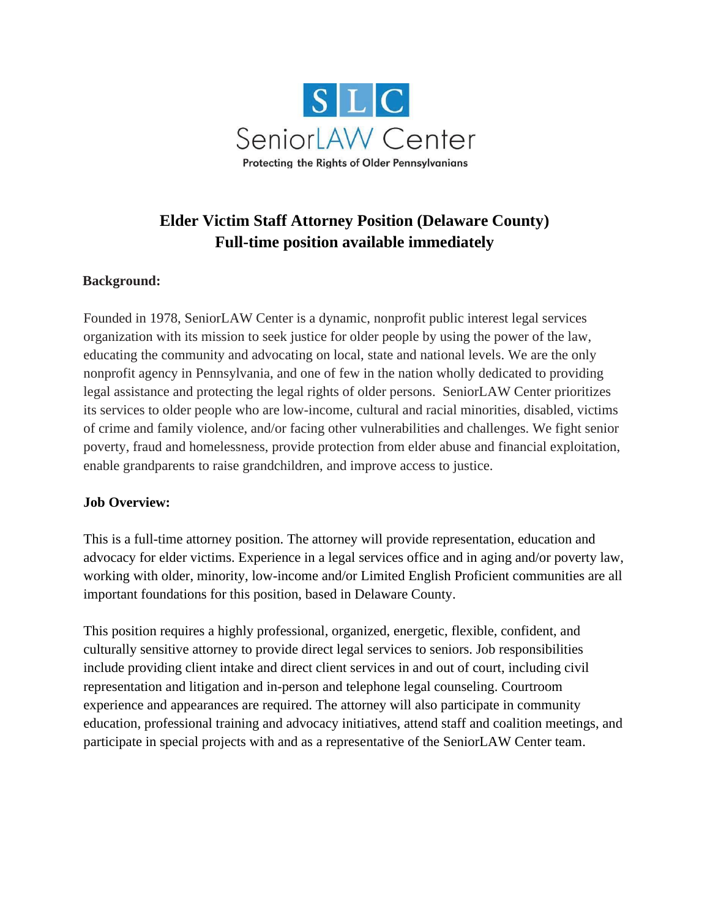S L C

SeniorLAW Center

Protecting the Rights of Older Pennsylvanians

# Elder Victim Staff Attorney Position (Delaware County)
# Full-time position available immediately

**Background:**

Founded in 1978, SeniorLAW Center is a dynamic, nonprofit public interest legal services organization with its mission to seek justice for older people by using the power of the law, educating the community and advocating on local, state and national levels. We are the only nonprofit agency in Pennsylvania, and one of few in the nation wholly dedicated to providing legal assistance and protecting the legal rights of older persons. SeniorLAW Center prioritizes its services to older people who are low-income, cultural and racial minorities, disabled, victims of crime and family violence, and/or facing other vulnerabilities and challenges. We fight senior poverty, fraud and homelessness, provide protection from elder abuse and financial exploitation, enable grandparents to raise grandchildren, and improve access to justice.

**Job Overview:**

This is a full-time attorney position. The attorney will provide representation, education and advocacy for elder victims. Experience in a legal services office and in aging and/or poverty law, working with older, minority, low-income and/or Limited English Proficient communities are all important foundations for this position, based in Delaware County.

This position requires a highly professional, organized, energetic, flexible, confident, and culturally sensitive attorney to provide direct legal services to seniors. Job responsibilities include providing client intake and direct client services in and out of court, including civil representation and litigation and in-person and telephone legal counseling. Courtroom experience and appearances are required. The attorney will also participate in community education, professional training and advocacy initiatives, attend staff and coalition meetings, and participate in special projects with and as a representative of the SeniorLAW Center team.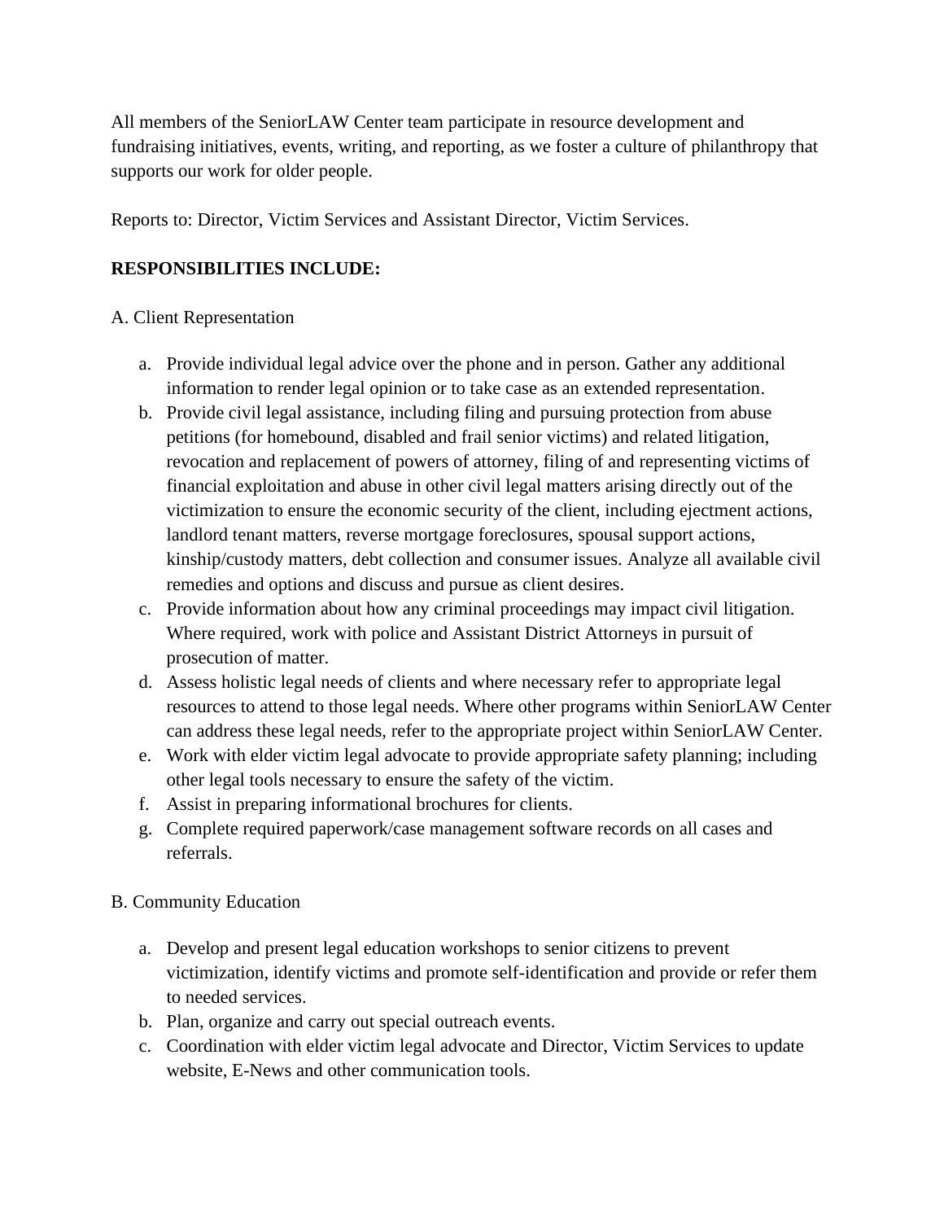All members of the SeniorLAW Center team participate in resource development and fundraising initiatives, events, writing, and reporting, as we foster a culture of philanthropy that supports our work for older people.

Reports to: Director, Victim Services and Assistant Director, Victim Services.

**RESPONSIBILITIES INCLUDE:**

A. Client Representation

a. Provide individual legal advice over the phone and in person. Gather any additional information to render legal opinion or to take case as an extended representation.
b. Provide civil legal assistance, including filing and pursuing protection from abuse petitions (for homebound, disabled and frail senior victims) and related litigation, revocation and replacement of powers of attorney, filing of and representing victims of financial exploitation and abuse in other civil legal matters arising directly out of the victimization to ensure the economic security of the client, including ejectment actions, landlord tenant matters, reverse mortgage foreclosures, spousal support actions, kinship/custody matters, debt collection and consumer issues. Analyze all available civil remedies and options and discuss and pursue as client desires.
c. Provide information about how any criminal proceedings may impact civil litigation. Where required, work with police and Assistant District Attorneys in pursuit of prosecution of matter.
d. Assess holistic legal needs of clients and where necessary refer to appropriate legal resources to attend to those legal needs. Where other programs within SeniorLAW Center can address these legal needs, refer to the appropriate project within SeniorLAW Center.
e. Work with elder victim legal advocate to provide appropriate safety planning; including other legal tools necessary to ensure the safety of the victim.
f. Assist in preparing informational brochures for clients.
g. Complete required paperwork/case management software records on all cases and referrals.

B. Community Education

a. Develop and present legal education workshops to senior citizens to prevent victimization, identify victims and promote self-identification and provide or refer them to needed services.
b. Plan, organize and carry out special outreach events.
c. Coordination with elder victim legal advocate and Director, Victim Services to update website, E-News and other communication tools.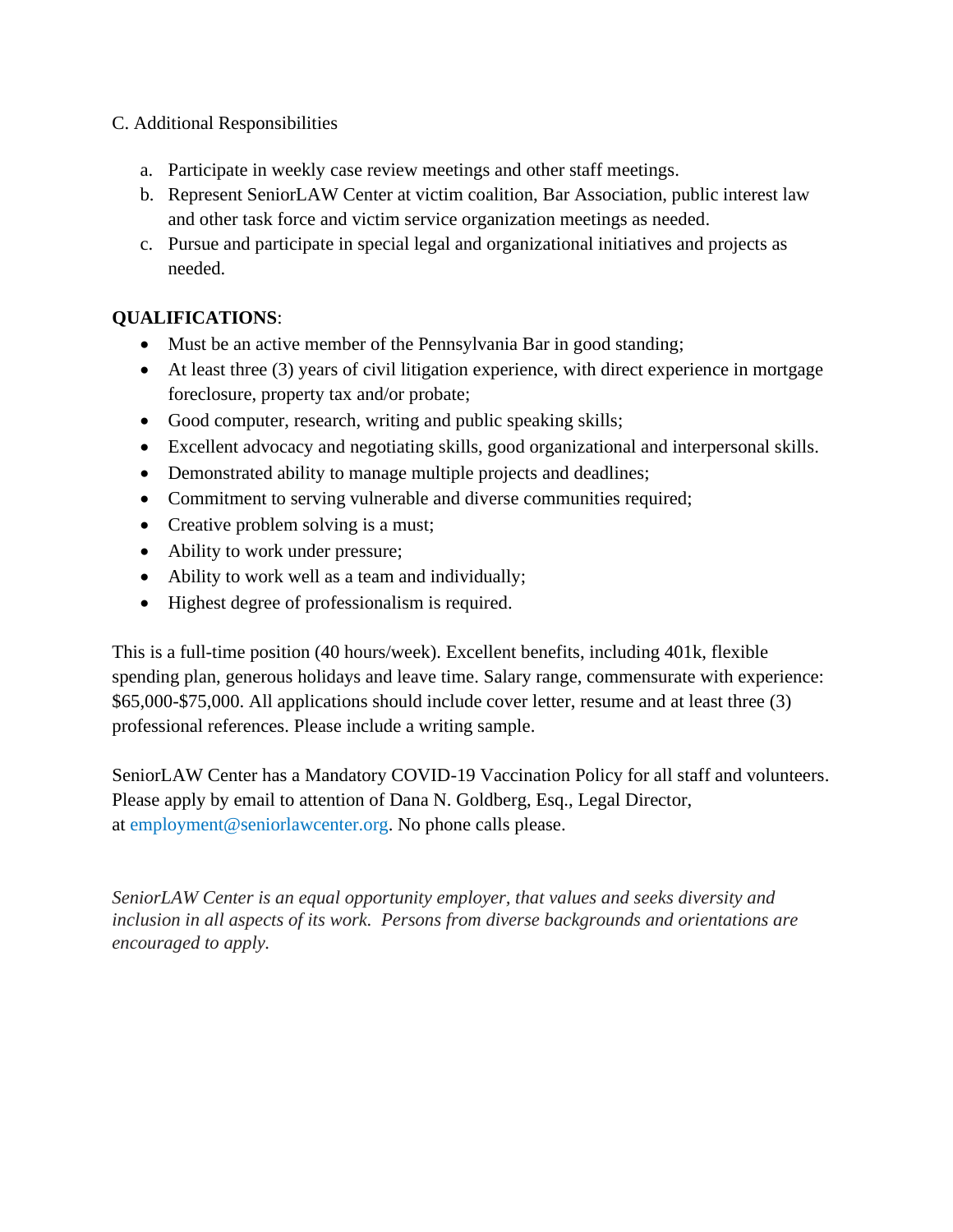C. Additional Responsibilities

a. Participate in weekly case review meetings and other staff meetings.
b. Represent SeniorLAW Center at victim coalition, Bar Association, public interest law and other task force and victim service organization meetings as needed.
c. Pursue and participate in special legal and organizational initiatives and projects as needed.

**QUALIFICATIONS**:

- Must be an active member of the Pennsylvania Bar in good standing;
- At least three (3) years of civil litigation experience, with direct experience in mortgage foreclosure, property tax and/or probate;
- Good computer, research, writing and public speaking skills;
- Excellent advocacy and negotiating skills, good organizational and interpersonal skills.
- Demonstrated ability to manage multiple projects and deadlines;
- Commitment to serving vulnerable and diverse communities required;
- Creative problem solving is a must;
- Ability to work under pressure;
- Ability to work well as a team and individually;
- Highest degree of professionalism is required.

This is a full-time position (40 hours/week). Excellent benefits, including 401k, flexible spending plan, generous holidays and leave time. Salary range, commensurate with experience: $65,000-$75,000. All applications should include cover letter, resume and at least three (3) professional references. Please include a writing sample.

SeniorLAW Center has a Mandatory COVID-19 Vaccination Policy for all staff and volunteers. Please apply by email to attention of Dana N. Goldberg, Esq., Legal Director, at employment@seniorlawcenter.org. No phone calls please.

*SeniorLAW Center is an equal opportunity employer, that values and seeks diversity and inclusion in all aspects of its work. Persons from diverse backgrounds and orientations are encouraged to apply.*